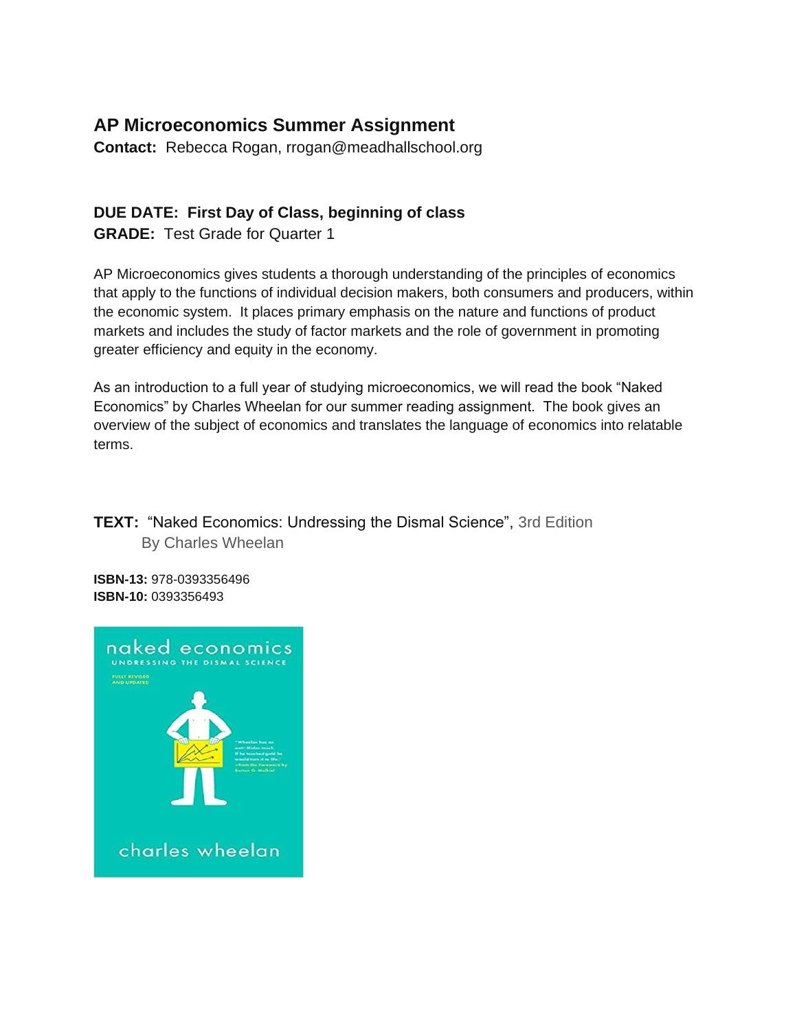## AP Microeconomics Summer Assignment

**Contact:** Rebecca Rogan, rrogan@meadhallschool.org

**DUE DATE: First Day of Class, beginning of class**

**GRADE:** Test Grade for Quarter 1

AP Microeconomics gives students a thorough understanding of the principles of economics that apply to the functions of individual decision makers, both consumers and producers, within the economic system. It places primary emphasis on the nature and functions of product markets and includes the study of factor markets and the role of government in promoting greater efficiency and equity in the economy.

As an introduction to a full year of studying microeconomics, we will read the book "Naked Economics" by Charles Wheelan for our summer reading assignment. The book gives an overview of the subject of economics and translates the language of economics into relatable terms.

**TEXT:** "Naked Economics: Undressing the Dismal Science", 3rd Edition
By Charles Wheelan

**ISBN-13:** 978-0393356496
**ISBN-10:** 0393356493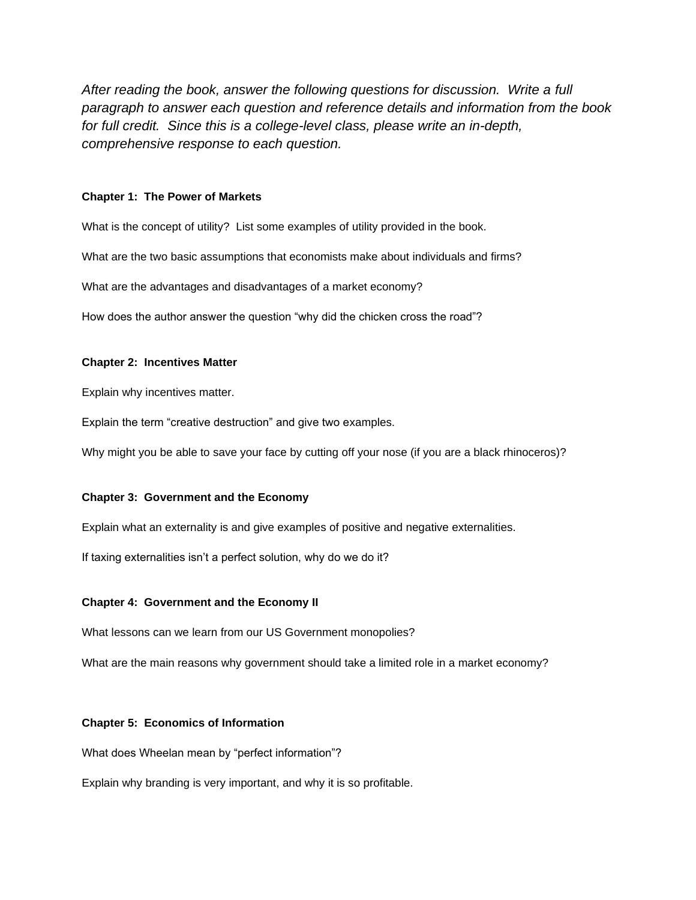*After reading the book, answer the following questions for discussion. Write a full paragraph to answer each question and reference details and information from the book for full credit. Since this is a college-level class, please write an in-depth, comprehensive response to each question.*

**Chapter 1: The Power of Markets**

What is the concept of utility? List some examples of utility provided in the book.

What are the two basic assumptions that economists make about individuals and firms?

What are the advantages and disadvantages of a market economy?

How does the author answer the question "why did the chicken cross the road"?

**Chapter 2: Incentives Matter**

Explain why incentives matter.

Explain the term "creative destruction" and give two examples.

Why might you be able to save your face by cutting off your nose (if you are a black rhinoceros)?

**Chapter 3: Government and the Economy**

Explain what an externality is and give examples of positive and negative externalities.

If taxing externalities isn't a perfect solution, why do we do it?

**Chapter 4: Government and the Economy II**

What lessons can we learn from our US Government monopolies?

What are the main reasons why government should take a limited role in a market economy?

**Chapter 5: Economics of Information**

What does Wheelan mean by "perfect information"?

Explain why branding is very important, and why it is so profitable.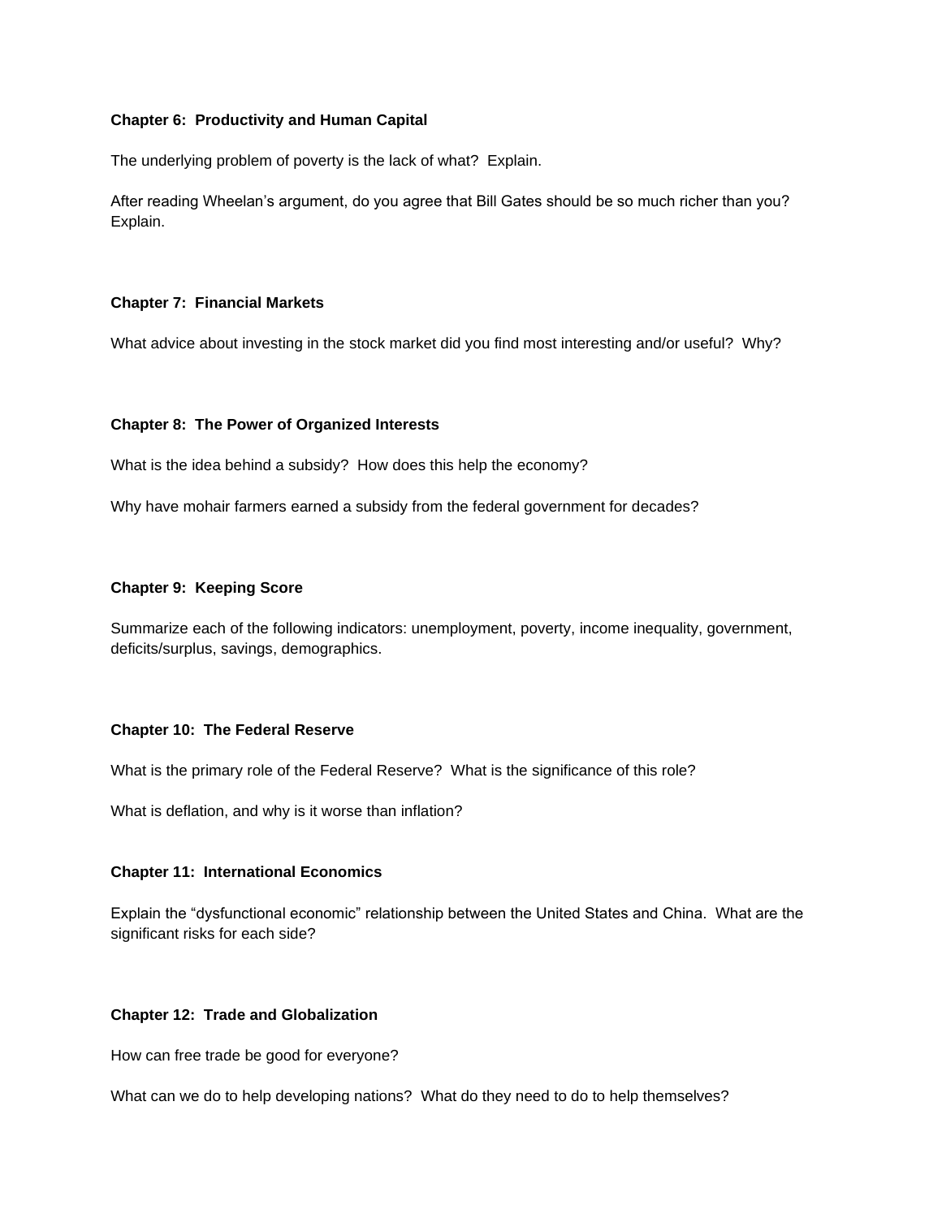**Chapter 6: Productivity and Human Capital**

The underlying problem of poverty is the lack of what? Explain.

After reading Wheelan's argument, do you agree that Bill Gates should be so much richer than you? Explain.

**Chapter 7: Financial Markets**

What advice about investing in the stock market did you find most interesting and/or useful? Why?

**Chapter 8: The Power of Organized Interests**

What is the idea behind a subsidy? How does this help the economy?

Why have mohair farmers earned a subsidy from the federal government for decades?

**Chapter 9: Keeping Score**

Summarize each of the following indicators: unemployment, poverty, income inequality, government, deficits/surplus, savings, demographics.

**Chapter 10: The Federal Reserve**

What is the primary role of the Federal Reserve? What is the significance of this role?

What is deflation, and why is it worse than inflation?

**Chapter 11: International Economics**

Explain the "dysfunctional economic" relationship between the United States and China. What are the significant risks for each side?

**Chapter 12: Trade and Globalization**

How can free trade be good for everyone?

What can we do to help developing nations? What do they need to do to help themselves?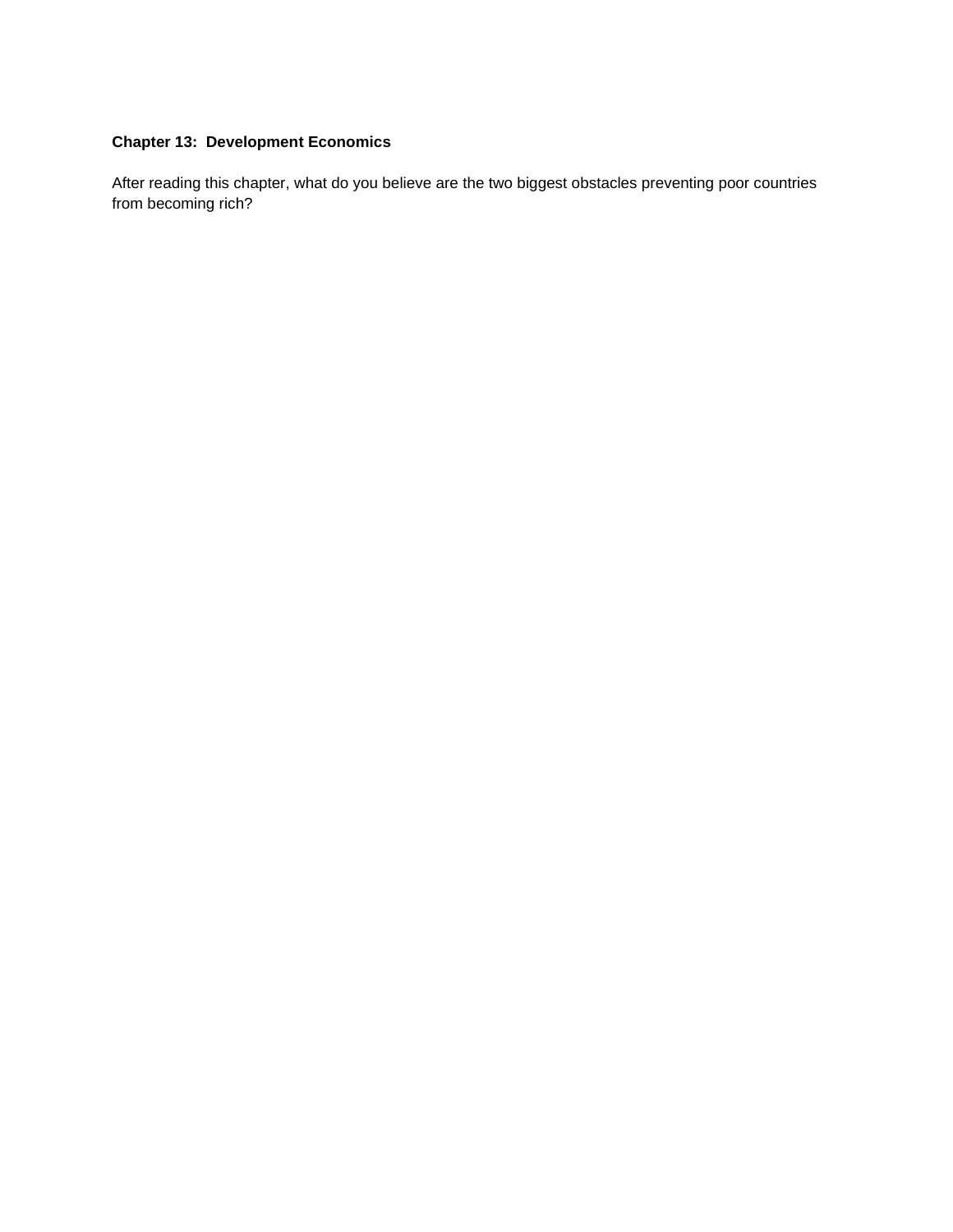**Chapter 13: Development Economics**

After reading this chapter, what do you believe are the two biggest obstacles preventing poor countries from becoming rich?